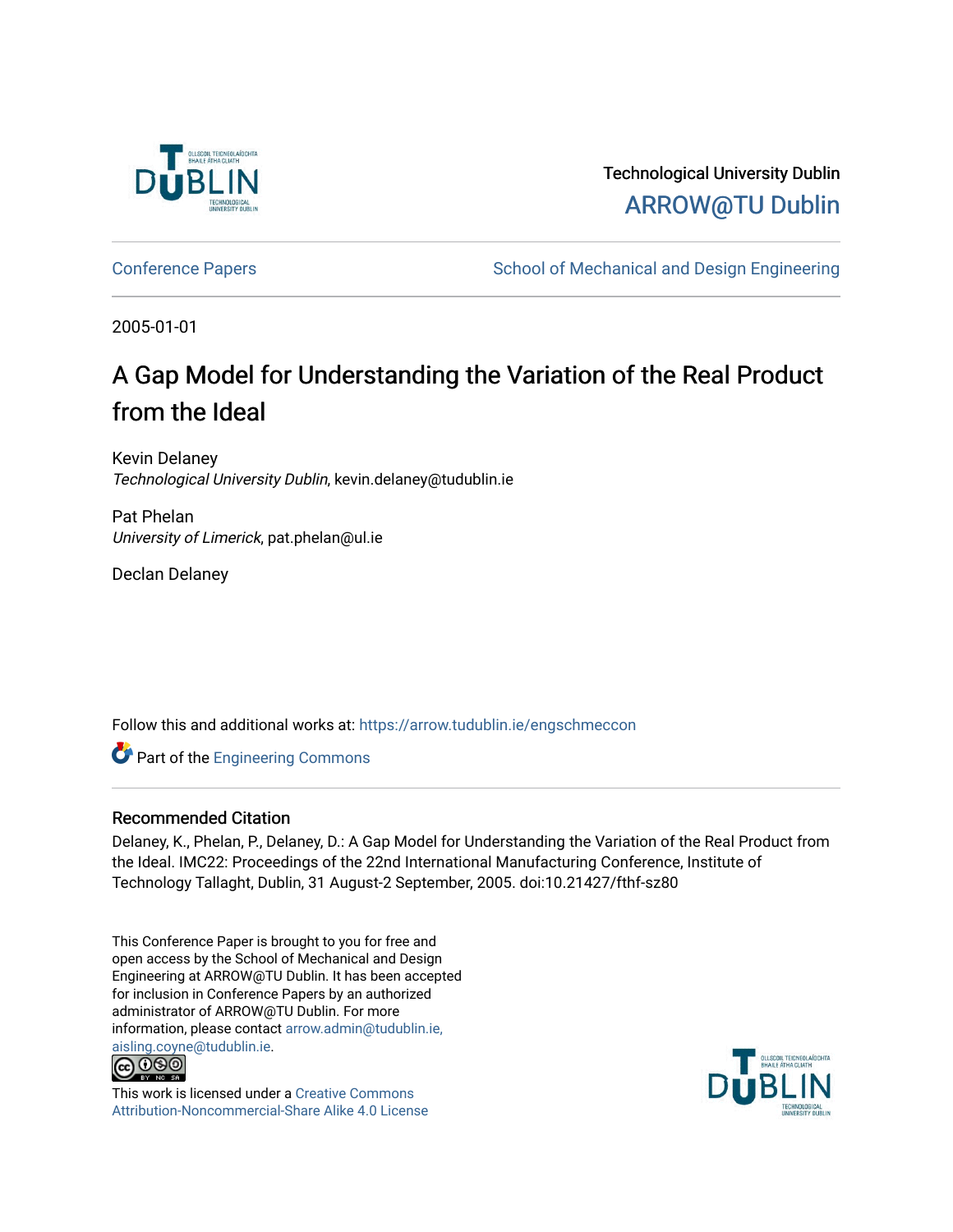Technological University Dublin

ARROW@TU Dublin

Conference Papers | School of Mechanical and Design Engineering

2005-01-01

# A Gap Model for Understanding the Variation of the Real Product from the Ideal

Kevin Delaney
*Technological University Dublin*, kevin.delaney@tudublin.ie

Pat Phelan
*University of Limerick*, pat.phelan@ul.ie

Declan Delaney

Follow this and additional works at: https://arrow.tudublin.ie/engschmeccon

Part of the Engineering Commons

## Recommended Citation

Delaney, K., Phelan, P., Delaney, D.: A Gap Model for Understanding the Variation of the Real Product from the Ideal. IMC22: Proceedings of the 22nd International Manufacturing Conference, Institute of Technology Tallaght, Dublin, 31 August-2 September, 2005. doi:10.21427/fthf-sz80

This Conference Paper is brought to you for free and open access by the School of Mechanical and Design Engineering at ARROW@TU Dublin. It has been accepted for inclusion in Conference Papers by an authorized administrator of ARROW@TU Dublin. For more information, please contact arrow.admin@tudublin.ie, aisling.coyne@tudublin.ie.

This work is licensed under a Creative Commons Attribution-Noncommercial-Share Alike 4.0 License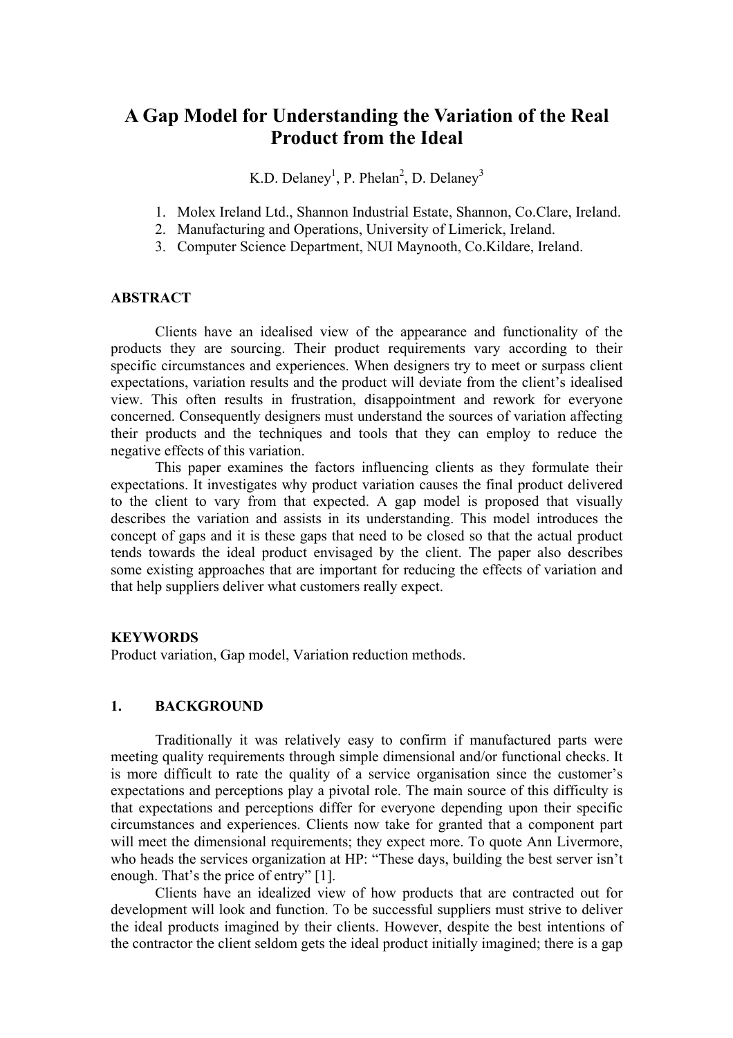# A Gap Model for Understanding the Variation of the Real Product from the Ideal

K.D. Delaney[1], P. Phelan[2], D. Delaney[3]

1. Molex Ireland Ltd., Shannon Industrial Estate, Shannon, Co.Clare, Ireland.
2. Manufacturing and Operations, University of Limerick, Ireland.
3. Computer Science Department, NUI Maynooth, Co.Kildare, Ireland.

**ABSTRACT**

Clients have an idealised view of the appearance and functionality of the products they are sourcing. Their product requirements vary according to their specific circumstances and experiences. When designers try to meet or surpass client expectations, variation results and the product will deviate from the client's idealised view. This often results in frustration, disappointment and rework for everyone concerned. Consequently designers must understand the sources of variation affecting their products and the techniques and tools that they can employ to reduce the negative effects of this variation.

This paper examines the factors influencing clients as they formulate their expectations. It investigates why product variation causes the final product delivered to the client to vary from that expected. A gap model is proposed that visually describes the variation and assists in its understanding. This model introduces the concept of gaps and it is these gaps that need to be closed so that the actual product tends towards the ideal product envisaged by the client. The paper also describes some existing approaches that are important for reducing the effects of variation and that help suppliers deliver what customers really expect.

**KEYWORDS**
Product variation, Gap model, Variation reduction methods.

## 1. BACKGROUND

Traditionally it was relatively easy to confirm if manufactured parts were meeting quality requirements through simple dimensional and/or functional checks. It is more difficult to rate the quality of a service organisation since the customer's expectations and perceptions play a pivotal role. The main source of this difficulty is that expectations and perceptions differ for everyone depending upon their specific circumstances and experiences. Clients now take for granted that a component part will meet the dimensional requirements; they expect more. To quote Ann Livermore, who heads the services organization at HP: "These days, building the best server isn't enough. That's the price of entry" [1].

Clients have an idealized view of how products that are contracted out for development will look and function. To be successful suppliers must strive to deliver the ideal products imagined by their clients. However, despite the best intentions of the contractor the client seldom gets the ideal product initially imagined; there is a gap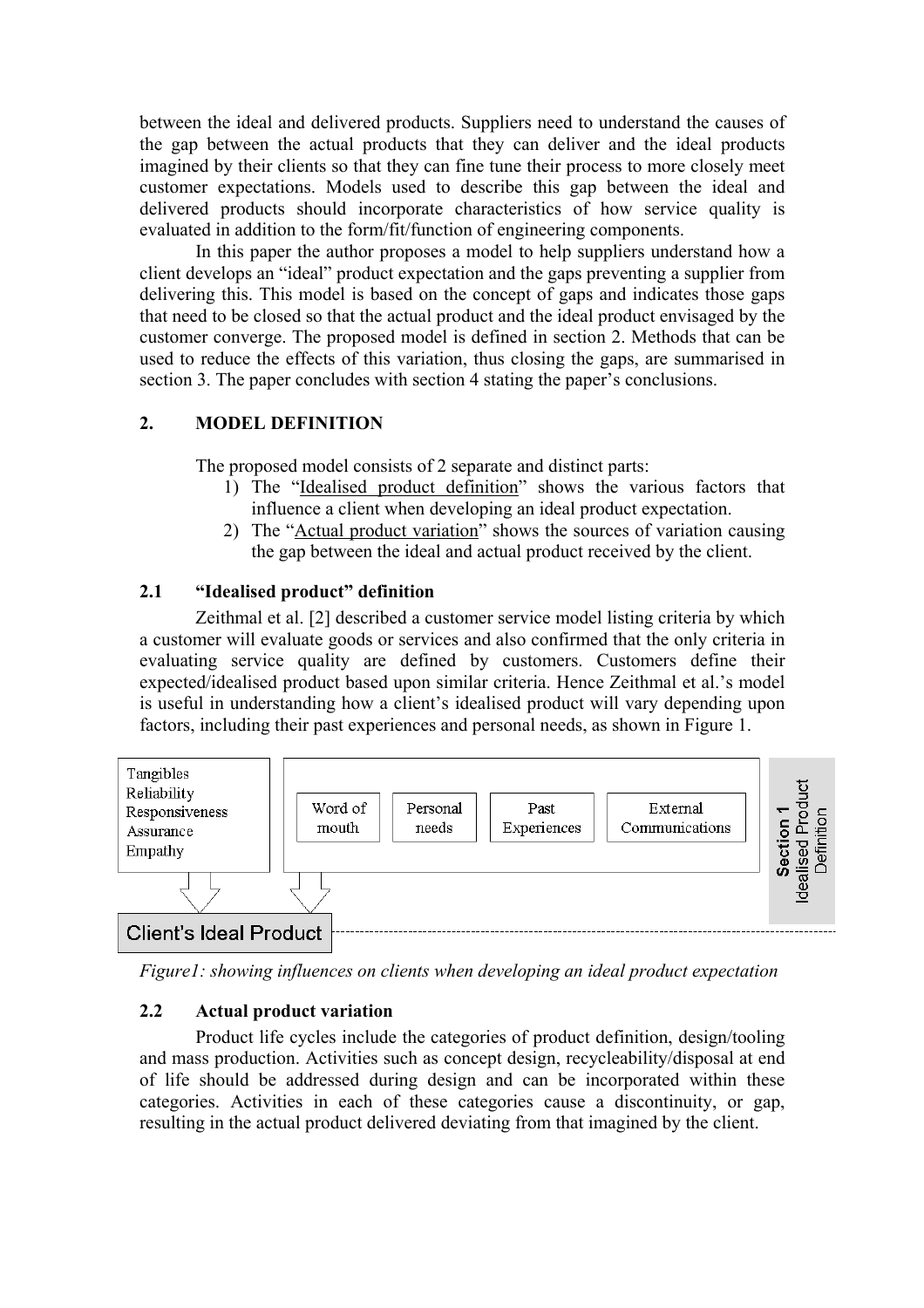between the ideal and delivered products. Suppliers need to understand the causes of the gap between the actual products that they can deliver and the ideal products imagined by their clients so that they can fine tune their process to more closely meet customer expectations. Models used to describe this gap between the ideal and delivered products should incorporate characteristics of how service quality is evaluated in addition to the form/fit/function of engineering components.

In this paper the author proposes a model to help suppliers understand how a client develops an "ideal" product expectation and the gaps preventing a supplier from delivering this. This model is based on the concept of gaps and indicates those gaps that need to be closed so that the actual product and the ideal product envisaged by the customer converge. The proposed model is defined in section 2. Methods that can be used to reduce the effects of this variation, thus closing the gaps, are summarised in section 3. The paper concludes with section 4 stating the paper's conclusions.

## 2. MODEL DEFINITION

The proposed model consists of 2 separate and distinct parts:

1) The "Idealised product definition" shows the various factors that influence a client when developing an ideal product expectation.
2) The "Actual product variation" shows the sources of variation causing the gap between the ideal and actual product received by the client.

### 2.1 "Idealised product" definition

Zeithmal et al. [2] described a customer service model listing criteria by which a customer will evaluate goods or services and also confirmed that the only criteria in evaluating service quality are defined by customers. Customers define their expected/idealised product based upon similar criteria. Hence Zeithmal et al.'s model is useful in understanding how a client's idealised product will vary depending upon factors, including their past experiences and personal needs, as shown in Figure 1.

Tangibles
Reliability
Responsiveness
Assurance
Empathy

Word of mouth | Personal needs | Past Experiences | External Communications

Client's Ideal Product

Section 1 Idealised Product Definition

*Figure1: showing influences on clients when developing an ideal product expectation*

### 2.2 Actual product variation

Product life cycles include the categories of product definition, design/tooling and mass production. Activities such as concept design, recycleability/disposal at end of life should be addressed during design and can be incorporated within these categories. Activities in each of these categories cause a discontinuity, or gap, resulting in the actual product delivered deviating from that imagined by the client.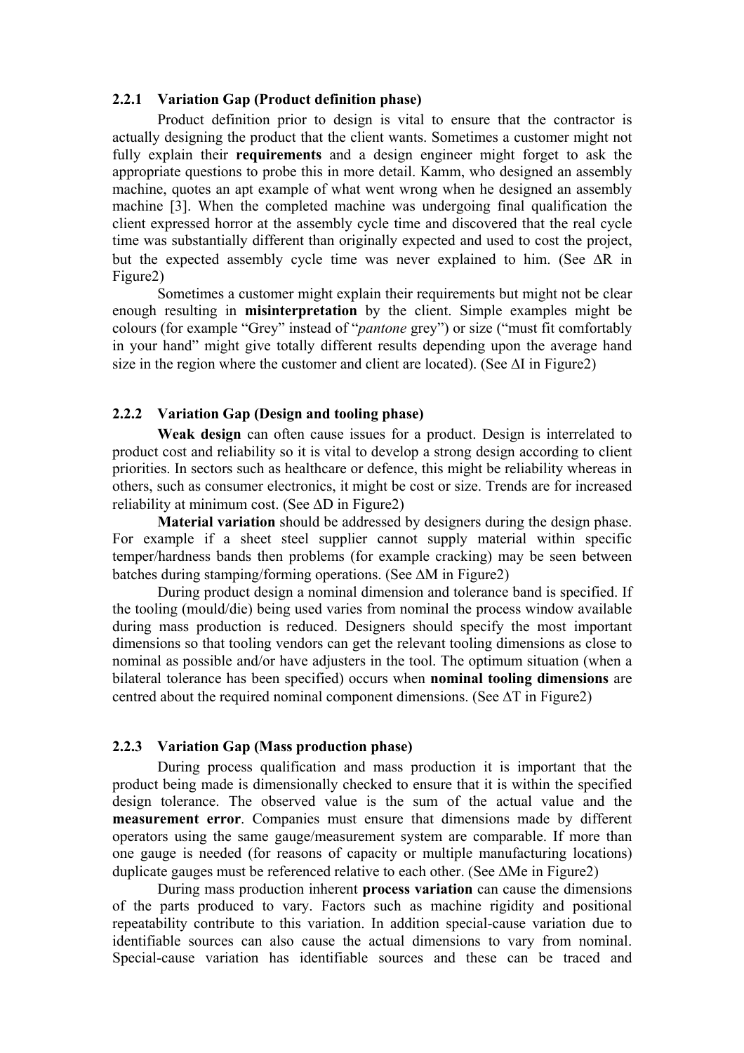### 2.2.1 Variation Gap (Product definition phase)

Product definition prior to design is vital to ensure that the contractor is actually designing the product that the client wants. Sometimes a customer might not fully explain their **requirements** and a design engineer might forget to ask the appropriate questions to probe this in more detail. Kamm, who designed an assembly machine, quotes an apt example of what went wrong when he designed an assembly machine [3]. When the completed machine was undergoing final qualification the client expressed horror at the assembly cycle time and discovered that the real cycle time was substantially different than originally expected and used to cost the project, but the expected assembly cycle time was never explained to him. (See $\Delta R$ in Figure2)

Sometimes a customer might explain their requirements but might not be clear enough resulting in **misinterpretation** by the client. Simple examples might be colours (for example "Grey" instead of "*pantone* grey") or size ("must fit comfortably in your hand" might give totally different results depending upon the average hand size in the region where the customer and client are located). (See $\Delta I$ in Figure2)

### 2.2.2 Variation Gap (Design and tooling phase)

**Weak design** can often cause issues for a product. Design is interrelated to product cost and reliability so it is vital to develop a strong design according to client priorities. In sectors such as healthcare or defence, this might be reliability whereas in others, such as consumer electronics, it might be cost or size. Trends are for increased reliability at minimum cost. (See $\Delta D$ in Figure2)

**Material variation** should be addressed by designers during the design phase. For example if a sheet steel supplier cannot supply material within specific temper/hardness bands then problems (for example cracking) may be seen between batches during stamping/forming operations. (See $\Delta M$ in Figure2)

During product design a nominal dimension and tolerance band is specified. If the tooling (mould/die) being used varies from nominal the process window available during mass production is reduced. Designers should specify the most important dimensions so that tooling vendors can get the relevant tooling dimensions as close to nominal as possible and/or have adjusters in the tool. The optimum situation (when a bilateral tolerance has been specified) occurs when **nominal tooling dimensions** are centred about the required nominal component dimensions. (See $\Delta T$ in Figure2)

### 2.2.3 Variation Gap (Mass production phase)

During process qualification and mass production it is important that the product being made is dimensionally checked to ensure that it is within the specified design tolerance. The observed value is the sum of the actual value and the **measurement error**. Companies must ensure that dimensions made by different operators using the same gauge/measurement system are comparable. If more than one gauge is needed (for reasons of capacity or multiple manufacturing locations) duplicate gauges must be referenced relative to each other. (See $\Delta Me$ in Figure2)

During mass production inherent **process variation** can cause the dimensions of the parts produced to vary. Factors such as machine rigidity and positional repeatability contribute to this variation. In addition special-cause variation due to identifiable sources can also cause the actual dimensions to vary from nominal. Special-cause variation has identifiable sources and these can be traced and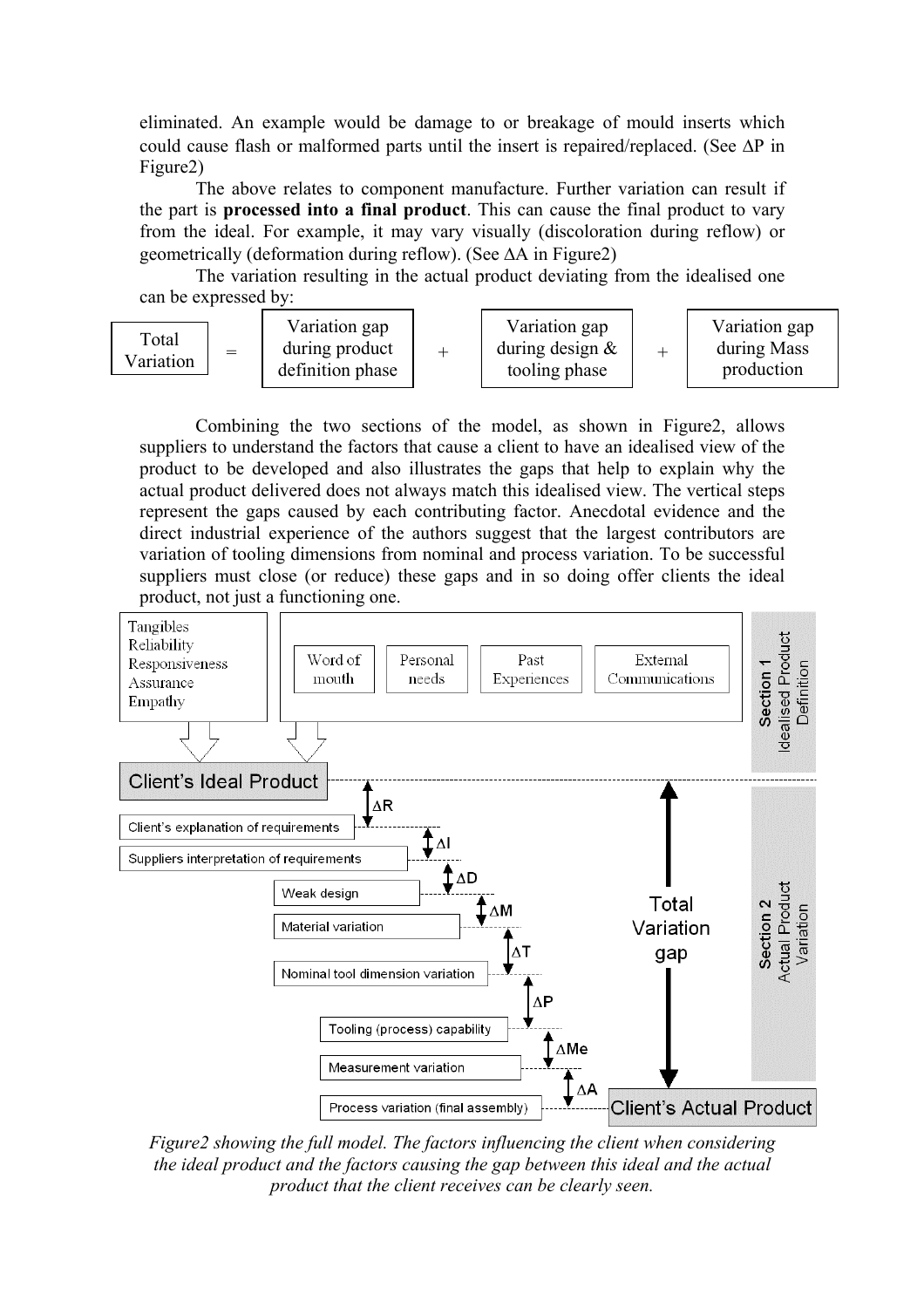eliminated. An example would be damage to or breakage of mould inserts which could cause flash or malformed parts until the insert is repaired/replaced. (See ΔP in Figure2)

The above relates to component manufacture. Further variation can result if the part is **processed into a final product**. This can cause the final product to vary from the ideal. For example, it may vary visually (discoloration during reflow) or geometrically (deformation during reflow). (See ΔA in Figure2)

The variation resulting in the actual product deviating from the idealised one can be expressed by:

Total Variation = Variation gap during product definition phase + Variation gap during design & tooling phase + Variation gap during Mass production

Combining the two sections of the model, as shown in Figure2, allows suppliers to understand the factors that cause a client to have an idealised view of the product to be developed and also illustrates the gaps that help to explain why the actual product delivered does not always match this idealised view. The vertical steps represent the gaps caused by each contributing factor. Anecdotal evidence and the direct industrial experience of the authors suggest that the largest contributors are variation of tooling dimensions from nominal and process variation. To be successful suppliers must close (or reduce) these gaps and in so doing offer clients the ideal product, not just a functioning one.

Tangibles
Reliability
Responsiveness
Assurance
Empathy

Word of mouth | Personal needs | Past Experiences | External Communications

Section 1 Idealised Product Definition

Client's Ideal Product

ΔR — Client's explanation of requirements
ΔI — Suppliers interpretation of requirements
ΔD — Weak design
ΔM — Material variation
ΔT — Nominal tool dimension variation
ΔP — Tooling (process) capability
ΔMe — Measurement variation
ΔA — Process variation (final assembly)

Total Variation gap

Section 2 Actual Product Variation

Client's Actual Product

*Figure2 showing the full model. The factors influencing the client when considering the ideal product and the factors causing the gap between this ideal and the actual product that the client receives can be clearly seen.*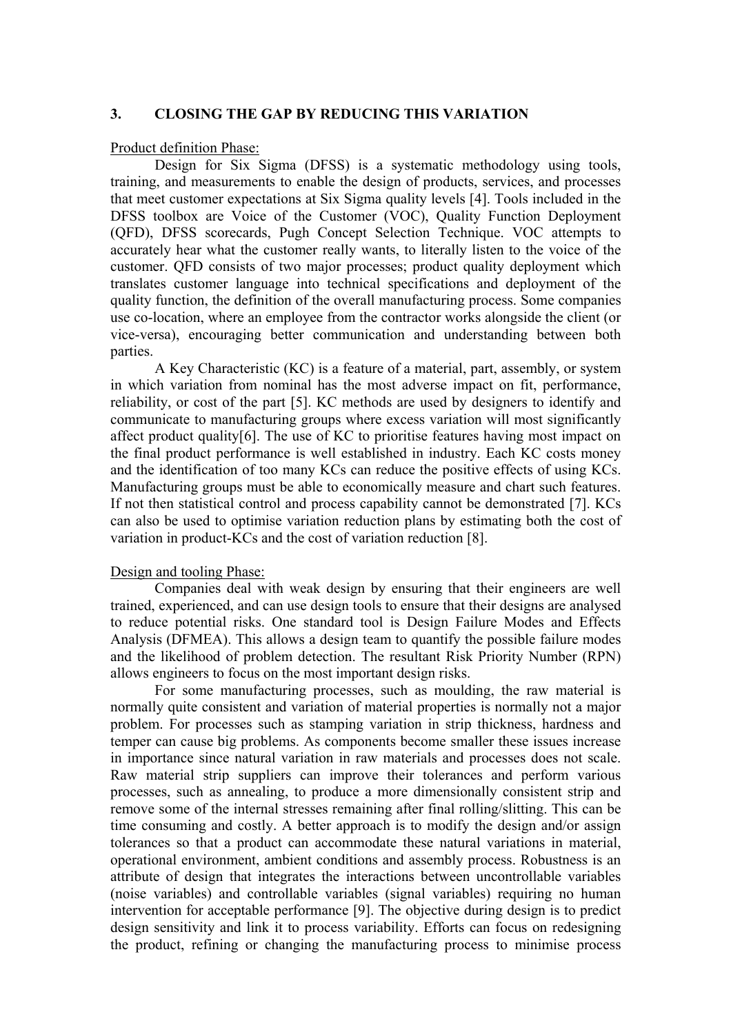## 3. CLOSING THE GAP BY REDUCING THIS VARIATION

Product definition Phase:

Design for Six Sigma (DFSS) is a systematic methodology using tools, training, and measurements to enable the design of products, services, and processes that meet customer expectations at Six Sigma quality levels [4]. Tools included in the DFSS toolbox are Voice of the Customer (VOC), Quality Function Deployment (QFD), DFSS scorecards, Pugh Concept Selection Technique. VOC attempts to accurately hear what the customer really wants, to literally listen to the voice of the customer. QFD consists of two major processes; product quality deployment which translates customer language into technical specifications and deployment of the quality function, the definition of the overall manufacturing process. Some companies use co-location, where an employee from the contractor works alongside the client (or vice-versa), encouraging better communication and understanding between both parties.

A Key Characteristic (KC) is a feature of a material, part, assembly, or system in which variation from nominal has the most adverse impact on fit, performance, reliability, or cost of the part [5]. KC methods are used by designers to identify and communicate to manufacturing groups where excess variation will most significantly affect product quality[6]. The use of KC to prioritise features having most impact on the final product performance is well established in industry. Each KC costs money and the identification of too many KCs can reduce the positive effects of using KCs. Manufacturing groups must be able to economically measure and chart such features. If not then statistical control and process capability cannot be demonstrated [7]. KCs can also be used to optimise variation reduction plans by estimating both the cost of variation in product-KCs and the cost of variation reduction [8].

Design and tooling Phase:

Companies deal with weak design by ensuring that their engineers are well trained, experienced, and can use design tools to ensure that their designs are analysed to reduce potential risks. One standard tool is Design Failure Modes and Effects Analysis (DFMEA). This allows a design team to quantify the possible failure modes and the likelihood of problem detection. The resultant Risk Priority Number (RPN) allows engineers to focus on the most important design risks.

For some manufacturing processes, such as moulding, the raw material is normally quite consistent and variation of material properties is normally not a major problem. For processes such as stamping variation in strip thickness, hardness and temper can cause big problems. As components become smaller these issues increase in importance since natural variation in raw materials and processes does not scale. Raw material strip suppliers can improve their tolerances and perform various processes, such as annealing, to produce a more dimensionally consistent strip and remove some of the internal stresses remaining after final rolling/slitting. This can be time consuming and costly. A better approach is to modify the design and/or assign tolerances so that a product can accommodate these natural variations in material, operational environment, ambient conditions and assembly process. Robustness is an attribute of design that integrates the interactions between uncontrollable variables (noise variables) and controllable variables (signal variables) requiring no human intervention for acceptable performance [9]. The objective during design is to predict design sensitivity and link it to process variability. Efforts can focus on redesigning the product, refining or changing the manufacturing process to minimise process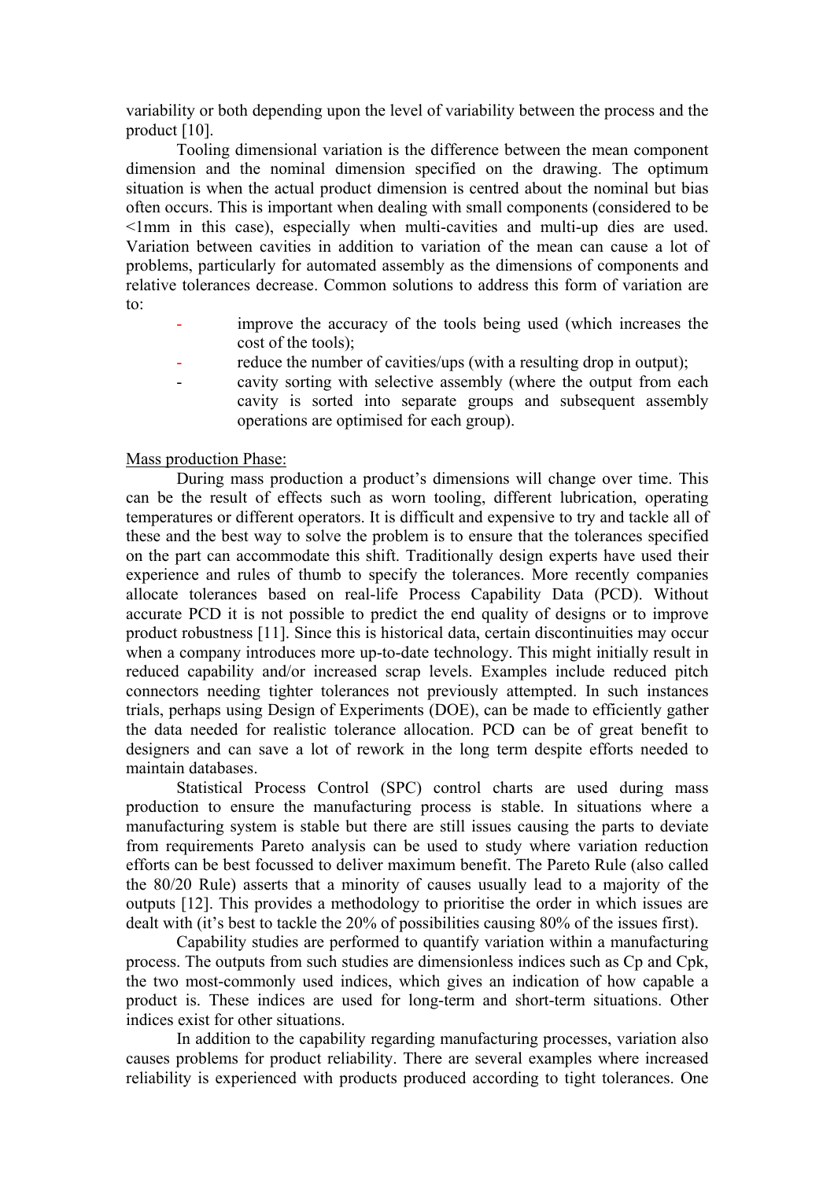variability or both depending upon the level of variability between the process and the product [10].

Tooling dimensional variation is the difference between the mean component dimension and the nominal dimension specified on the drawing. The optimum situation is when the actual product dimension is centred about the nominal but bias often occurs. This is important when dealing with small components (considered to be <1mm in this case), especially when multi-cavities and multi-up dies are used. Variation between cavities in addition to variation of the mean can cause a lot of problems, particularly for automated assembly as the dimensions of components and relative tolerances decrease. Common solutions to address this form of variation are to:

- improve the accuracy of the tools being used (which increases the cost of the tools);
- reduce the number of cavities/ups (with a resulting drop in output);
- cavity sorting with selective assembly (where the output from each cavity is sorted into separate groups and subsequent assembly operations are optimised for each group).

<u>Mass production Phase:</u>

During mass production a product's dimensions will change over time. This can be the result of effects such as worn tooling, different lubrication, operating temperatures or different operators. It is difficult and expensive to try and tackle all of these and the best way to solve the problem is to ensure that the tolerances specified on the part can accommodate this shift. Traditionally design experts have used their experience and rules of thumb to specify the tolerances. More recently companies allocate tolerances based on real-life Process Capability Data (PCD). Without accurate PCD it is not possible to predict the end quality of designs or to improve product robustness [11]. Since this is historical data, certain discontinuities may occur when a company introduces more up-to-date technology. This might initially result in reduced capability and/or increased scrap levels. Examples include reduced pitch connectors needing tighter tolerances not previously attempted. In such instances trials, perhaps using Design of Experiments (DOE), can be made to efficiently gather the data needed for realistic tolerance allocation. PCD can be of great benefit to designers and can save a lot of rework in the long term despite efforts needed to maintain databases.

Statistical Process Control (SPC) control charts are used during mass production to ensure the manufacturing process is stable. In situations where a manufacturing system is stable but there are still issues causing the parts to deviate from requirements Pareto analysis can be used to study where variation reduction efforts can be best focussed to deliver maximum benefit. The Pareto Rule (also called the 80/20 Rule) asserts that a minority of causes usually lead to a majority of the outputs [12]. This provides a methodology to prioritise the order in which issues are dealt with (it's best to tackle the 20% of possibilities causing 80% of the issues first).

Capability studies are performed to quantify variation within a manufacturing process. The outputs from such studies are dimensionless indices such as Cp and Cpk, the two most-commonly used indices, which gives an indication of how capable a product is. These indices are used for long-term and short-term situations. Other indices exist for other situations.

In addition to the capability regarding manufacturing processes, variation also causes problems for product reliability. There are several examples where increased reliability is experienced with products produced according to tight tolerances. One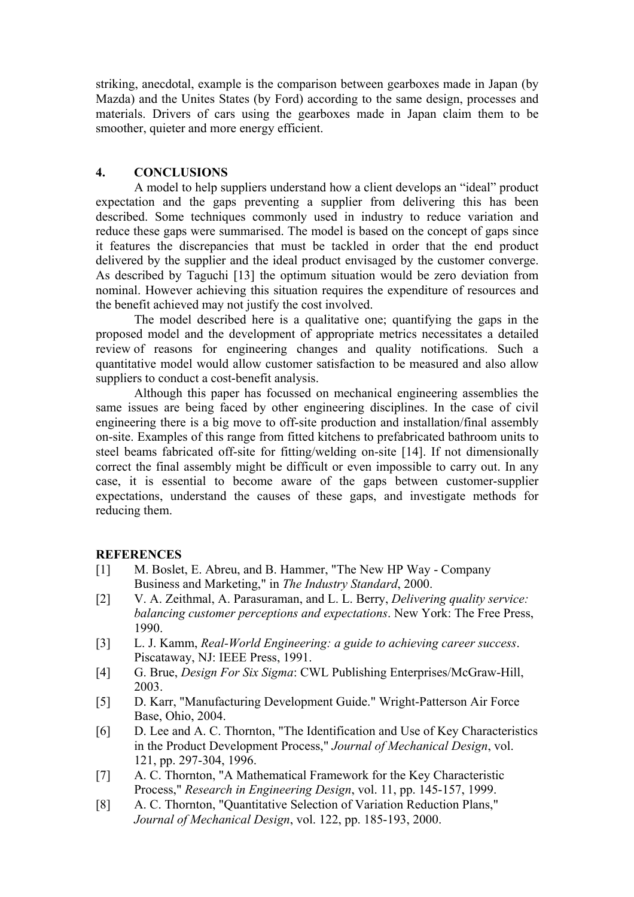striking, anecdotal, example is the comparison between gearboxes made in Japan (by Mazda) and the Unites States (by Ford) according to the same design, processes and materials. Drivers of cars using the gearboxes made in Japan claim them to be smoother, quieter and more energy efficient.

## 4. CONCLUSIONS

A model to help suppliers understand how a client develops an "ideal" product expectation and the gaps preventing a supplier from delivering this has been described. Some techniques commonly used in industry to reduce variation and reduce these gaps were summarised. The model is based on the concept of gaps since it features the discrepancies that must be tackled in order that the end product delivered by the supplier and the ideal product envisaged by the customer converge. As described by Taguchi [13] the optimum situation would be zero deviation from nominal. However achieving this situation requires the expenditure of resources and the benefit achieved may not justify the cost involved.

The model described here is a qualitative one; quantifying the gaps in the proposed model and the development of appropriate metrics necessitates a detailed review of reasons for engineering changes and quality notifications. Such a quantitative model would allow customer satisfaction to be measured and also allow suppliers to conduct a cost-benefit analysis.

Although this paper has focussed on mechanical engineering assemblies the same issues are being faced by other engineering disciplines. In the case of civil engineering there is a big move to off-site production and installation/final assembly on-site. Examples of this range from fitted kitchens to prefabricated bathroom units to steel beams fabricated off-site for fitting/welding on-site [14]. If not dimensionally correct the final assembly might be difficult or even impossible to carry out. In any case, it is essential to become aware of the gaps between customer-supplier expectations, understand the causes of these gaps, and investigate methods for reducing them.

## REFERENCES

[1] M. Boslet, E. Abreu, and B. Hammer, "The New HP Way - Company Business and Marketing," in *The Industry Standard*, 2000.

[2] V. A. Zeithmal, A. Parasuraman, and L. L. Berry, *Delivering quality service: balancing customer perceptions and expectations*. New York: The Free Press, 1990.

[3] L. J. Kamm, *Real-World Engineering: a guide to achieving career success*. Piscataway, NJ: IEEE Press, 1991.

[4] G. Brue, *Design For Six Sigma*: CWL Publishing Enterprises/McGraw-Hill, 2003.

[5] D. Karr, "Manufacturing Development Guide." Wright-Patterson Air Force Base, Ohio, 2004.

[6] D. Lee and A. C. Thornton, "The Identification and Use of Key Characteristics in the Product Development Process," *Journal of Mechanical Design*, vol. 121, pp. 297-304, 1996.

[7] A. C. Thornton, "A Mathematical Framework for the Key Characteristic Process," *Research in Engineering Design*, vol. 11, pp. 145-157, 1999.

[8] A. C. Thornton, "Quantitative Selection of Variation Reduction Plans," *Journal of Mechanical Design*, vol. 122, pp. 185-193, 2000.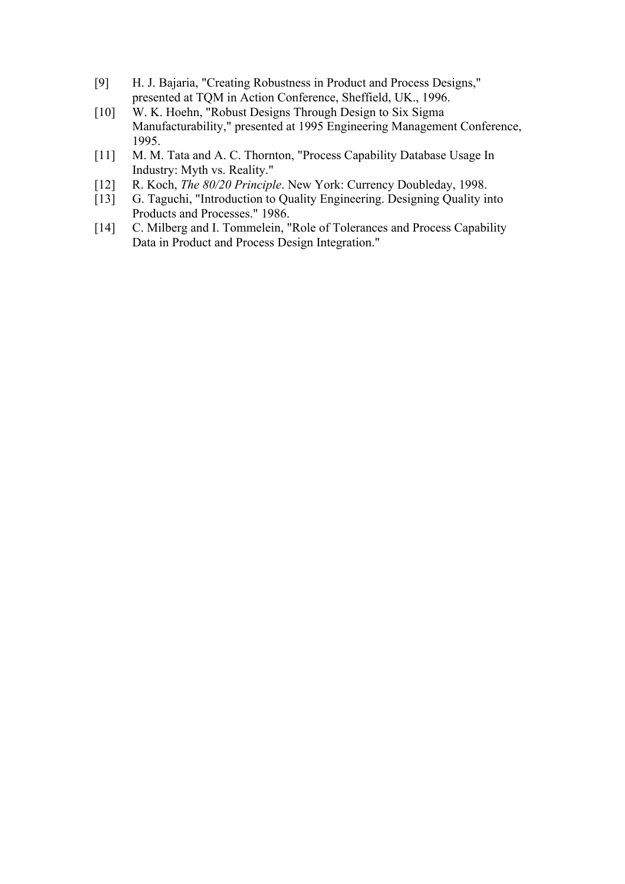[9] H. J. Bajaria, "Creating Robustness in Product and Process Designs," presented at TQM in Action Conference, Sheffield, UK., 1996.

[10] W. K. Hoehn, "Robust Designs Through Design to Six Sigma Manufacturability," presented at 1995 Engineering Management Conference, 1995.

[11] M. M. Tata and A. C. Thornton, "Process Capability Database Usage In Industry: Myth vs. Reality."

[12] R. Koch, *The 80/20 Principle*. New York: Currency Doubleday, 1998.

[13] G. Taguchi, "Introduction to Quality Engineering. Designing Quality into Products and Processes." 1986.

[14] C. Milberg and I. Tommelein, "Role of Tolerances and Process Capability Data in Product and Process Design Integration."